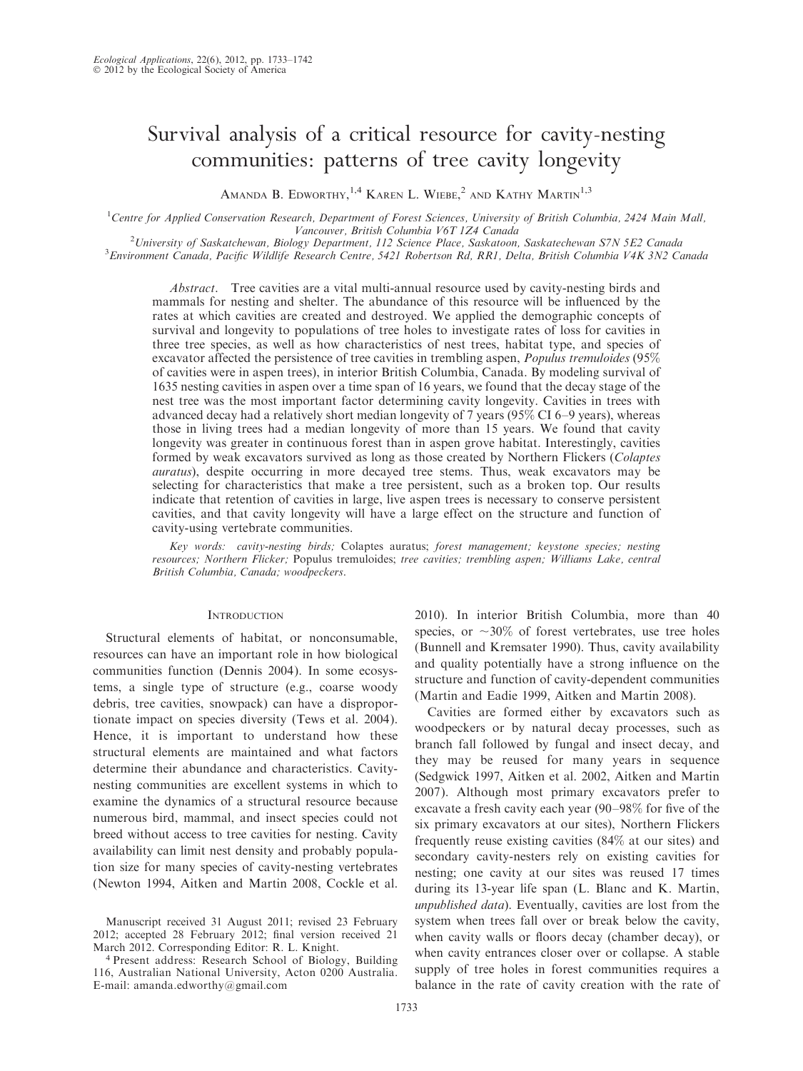# Survival analysis of a critical resource for cavity-nesting communities: patterns of tree cavity longevity

Amanda B. Edworthy,[1,4] Karen L. Wiebe,[2] and Kathy Martin[1,3]

[1]Centre for Applied Conservation Research, Department of Forest Sciences, University of British Columbia, 2424 Main Mall, Vancouver, British Columbia V6T 1Z4 Canada

[2]University of Saskatchewan, Biology Department, 112 Science Place, Saskatoon, Saskatechewan S7N 5E2 Canada

[3]Environment Canada, Pacific Wildlife Research Centre, 5421 Robertson Rd, RR1, Delta, British Columbia V4K 3N2 Canada

*Abstract*. Tree cavities are a vital multi-annual resource used by cavity-nesting birds and mammals for nesting and shelter. The abundance of this resource will be influenced by the rates at which cavities are created and destroyed. We applied the demographic concepts of survival and longevity to populations of tree holes to investigate rates of loss for cavities in three tree species, as well as how characteristics of nest trees, habitat type, and species of excavator affected the persistence of tree cavities in trembling aspen, *Populus tremuloides* (95% of cavities were in aspen trees), in interior British Columbia, Canada. By modeling survival of 1635 nesting cavities in aspen over a time span of 16 years, we found that the decay stage of the nest tree was the most important factor determining cavity longevity. Cavities in trees with advanced decay had a relatively short median longevity of 7 years (95% CI 6–9 years), whereas those in living trees had a median longevity of more than 15 years. We found that cavity longevity was greater in continuous forest than in aspen grove habitat. Interestingly, cavities formed by weak excavators survived as long as those created by Northern Flickers (*Colaptes auratus*), despite occurring in more decayed tree stems. Thus, weak excavators may be selecting for characteristics that make a tree persistent, such as a broken top. Our results indicate that retention of cavities in large, live aspen trees is necessary to conserve persistent cavities, and that cavity longevity will have a large effect on the structure and function of cavity-using vertebrate communities.

*Key words:* cavity-nesting birds; *Colaptes auratus; forest management; keystone species; nesting resources; Northern Flicker;* Populus tremuloides*; tree cavities; trembling aspen; Williams Lake, central British Columbia, Canada; woodpeckers.*

## Introduction

Structural elements of habitat, or nonconsumable, resources can have an important role in how biological communities function (Dennis 2004). In some ecosystems, a single type of structure (e.g., coarse woody debris, tree cavities, snowpack) can have a disproportionate impact on species diversity (Tews et al. 2004). Hence, it is important to understand how these structural elements are maintained and what factors determine their abundance and characteristics. Cavity-nesting communities are excellent systems in which to examine the dynamics of a structural resource because numerous bird, mammal, and insect species could not breed without access to tree cavities for nesting. Cavity availability can limit nest density and probably population size for many species of cavity-nesting vertebrates (Newton 1994, Aitken and Martin 2008, Cockle et al. 2010). In interior British Columbia, more than 40 species, or ~30% of forest vertebrates, use tree holes (Bunnell and Kremsater 1990). Thus, cavity availability and quality potentially have a strong influence on the structure and function of cavity-dependent communities (Martin and Eadie 1999, Aitken and Martin 2008).

Cavities are formed either by excavators such as woodpeckers or by natural decay processes, such as branch fall followed by fungal and insect decay, and they may be reused for many years in sequence (Sedgwick 1997, Aitken et al. 2002, Aitken and Martin 2007). Although most primary excavators prefer to excavate a fresh cavity each year (90–98% for five of the six primary excavators at our sites), Northern Flickers frequently reuse existing cavities (84% at our sites) and secondary cavity-nesters rely on existing cavities for nesting; one cavity at our sites was reused 17 times during its 13-year life span (L. Blanc and K. Martin, *unpublished data*). Eventually, cavities are lost from the system when trees fall over or break below the cavity, when cavity walls or floors decay (chamber decay), or when cavity entrances closer over or collapse. A stable supply of tree holes in forest communities requires a balance in the rate of cavity creation with the rate of

Manuscript received 31 August 2011; revised 23 February 2012; accepted 28 February 2012; final version received 21 March 2012. Corresponding Editor: R. L. Knight.

[4] Present address: Research School of Biology, Building 116, Australian National University, Acton 0200 Australia. E-mail: amanda.edworthy@gmail.com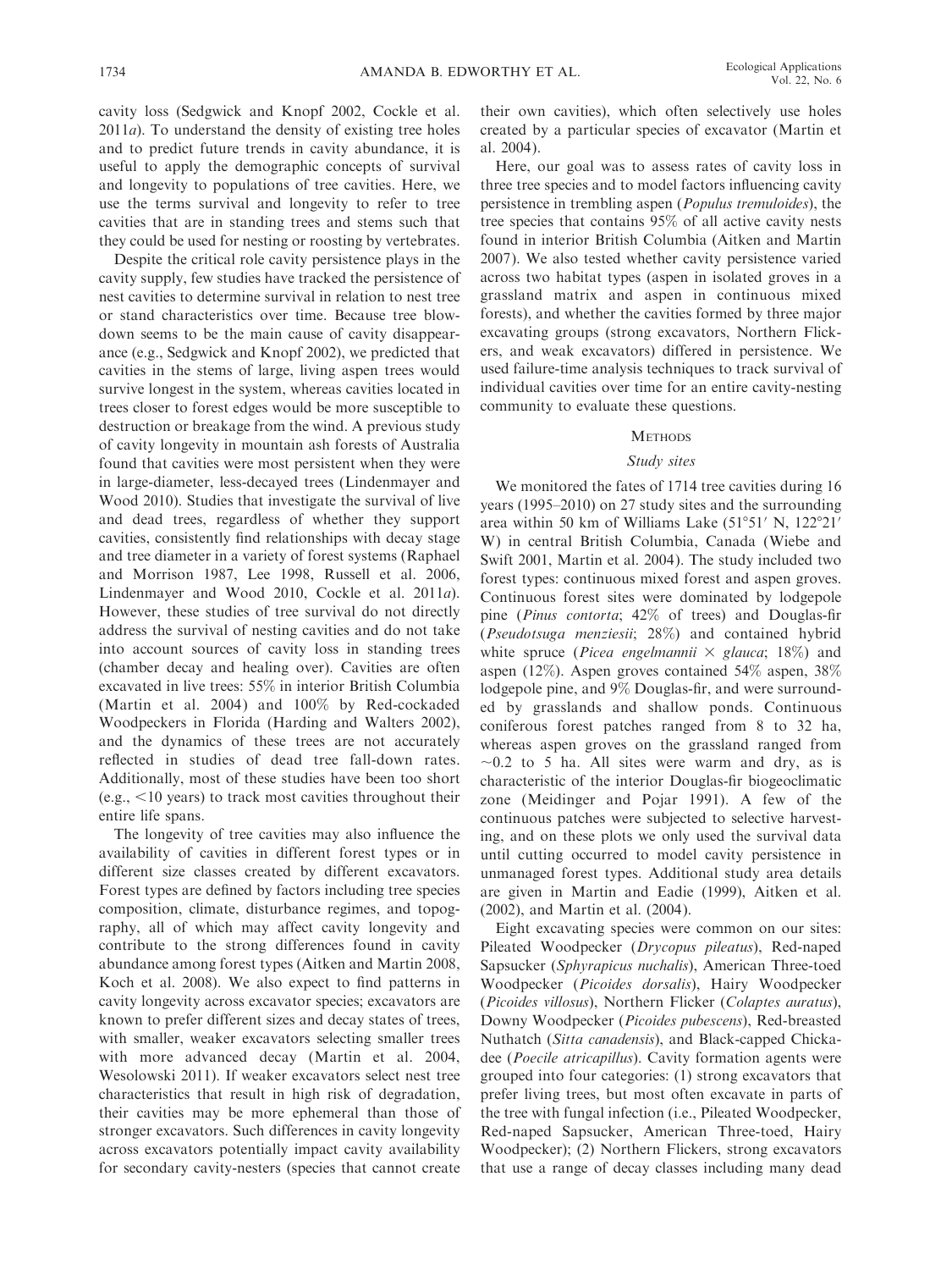cavity loss (Sedgwick and Knopf 2002, Cockle et al. 2011*a*). To understand the density of existing tree holes and to predict future trends in cavity abundance, it is useful to apply the demographic concepts of survival and longevity to populations of tree cavities. Here, we use the terms survival and longevity to refer to tree cavities that are in standing trees and stems such that they could be used for nesting or roosting by vertebrates.

Despite the critical role cavity persistence plays in the cavity supply, few studies have tracked the persistence of nest cavities to determine survival in relation to nest tree or stand characteristics over time. Because tree blowdown seems to be the main cause of cavity disappearance (e.g., Sedgwick and Knopf 2002), we predicted that cavities in the stems of large, living aspen trees would survive longest in the system, whereas cavities located in trees closer to forest edges would be more susceptible to destruction or breakage from the wind. A previous study of cavity longevity in mountain ash forests of Australia found that cavities were most persistent when they were in large-diameter, less-decayed trees (Lindenmayer and Wood 2010). Studies that investigate the survival of live and dead trees, regardless of whether they support cavities, consistently find relationships with decay stage and tree diameter in a variety of forest systems (Raphael and Morrison 1987, Lee 1998, Russell et al. 2006, Lindenmayer and Wood 2010, Cockle et al. 2011*a*). However, these studies of tree survival do not directly address the survival of nesting cavities and do not take into account sources of cavity loss in standing trees (chamber decay and healing over). Cavities are often excavated in live trees: 55% in interior British Columbia (Martin et al. 2004) and 100% by Red-cockaded Woodpeckers in Florida (Harding and Walters 2002), and the dynamics of these trees are not accurately reflected in studies of dead tree fall-down rates. Additionally, most of these studies have been too short (e.g., <10 years) to track most cavities throughout their entire life spans.

The longevity of tree cavities may also influence the availability of cavities in different forest types or in different size classes created by different excavators. Forest types are defined by factors including tree species composition, climate, disturbance regimes, and topography, all of which may affect cavity longevity and contribute to the strong differences found in cavity abundance among forest types (Aitken and Martin 2008, Koch et al. 2008). We also expect to find patterns in cavity longevity across excavator species; excavators are known to prefer different sizes and decay states of trees, with smaller, weaker excavators selecting smaller trees with more advanced decay (Martin et al. 2004, Wesolowski 2011). If weaker excavators select nest tree characteristics that result in high risk of degradation, their cavities may be more ephemeral than those of stronger excavators. Such differences in cavity longevity across excavators potentially impact cavity availability for secondary cavity-nesters (species that cannot create their own cavities), which often selectively use holes created by a particular species of excavator (Martin et al. 2004).

Here, our goal was to assess rates of cavity loss in three tree species and to model factors influencing cavity persistence in trembling aspen (*Populus tremuloides*), the tree species that contains 95% of all active cavity nests found in interior British Columbia (Aitken and Martin 2007). We also tested whether cavity persistence varied across two habitat types (aspen in isolated groves in a grassland matrix and aspen in continuous mixed forests), and whether the cavities formed by three major excavating groups (strong excavators, Northern Flickers, and weak excavators) differed in persistence. We used failure-time analysis techniques to track survival of individual cavities over time for an entire cavity-nesting community to evaluate these questions.

## Methods

### Study sites

We monitored the fates of 1714 tree cavities during 16 years (1995–2010) on 27 study sites and the surrounding area within 50 km of Williams Lake (51°51′ N, 122°21′ W) in central British Columbia, Canada (Wiebe and Swift 2001, Martin et al. 2004). The study included two forest types: continuous mixed forest and aspen groves. Continuous forest sites were dominated by lodgepole pine (*Pinus contorta*; 42% of trees) and Douglas-fir (*Pseudotsuga menziesii*; 28%) and contained hybrid white spruce (*Picea engelmannii* × *glauca*; 18%) and aspen (12%). Aspen groves contained 54% aspen, 38% lodgepole pine, and 9% Douglas-fir, and were surrounded by grasslands and shallow ponds. Continuous coniferous forest patches ranged from 8 to 32 ha, whereas aspen groves on the grassland ranged from ~0.2 to 5 ha. All sites were warm and dry, as is characteristic of the interior Douglas-fir biogeoclimatic zone (Meidinger and Pojar 1991). A few of the continuous patches were subjected to selective harvesting, and on these plots we only used the survival data until cutting occurred to model cavity persistence in unmanaged forest types. Additional study area details are given in Martin and Eadie (1999), Aitken et al. (2002), and Martin et al. (2004).

Eight excavating species were common on our sites: Pileated Woodpecker (*Drycopus pileatus*), Red-naped Sapsucker (*Sphyrapicus nuchalis*), American Three-toed Woodpecker (*Picoides dorsalis*), Hairy Woodpecker (*Picoides villosus*), Northern Flicker (*Colaptes auratus*), Downy Woodpecker (*Picoides pubescens*), Red-breasted Nuthatch (*Sitta canadensis*), and Black-capped Chickadee (*Poecile atricapillus*). Cavity formation agents were grouped into four categories: (1) strong excavators that prefer living trees, but most often excavate in parts of the tree with fungal infection (i.e., Pileated Woodpecker, Red-naped Sapsucker, American Three-toed, Hairy Woodpecker); (2) Northern Flickers, strong excavators that use a range of decay classes including many dead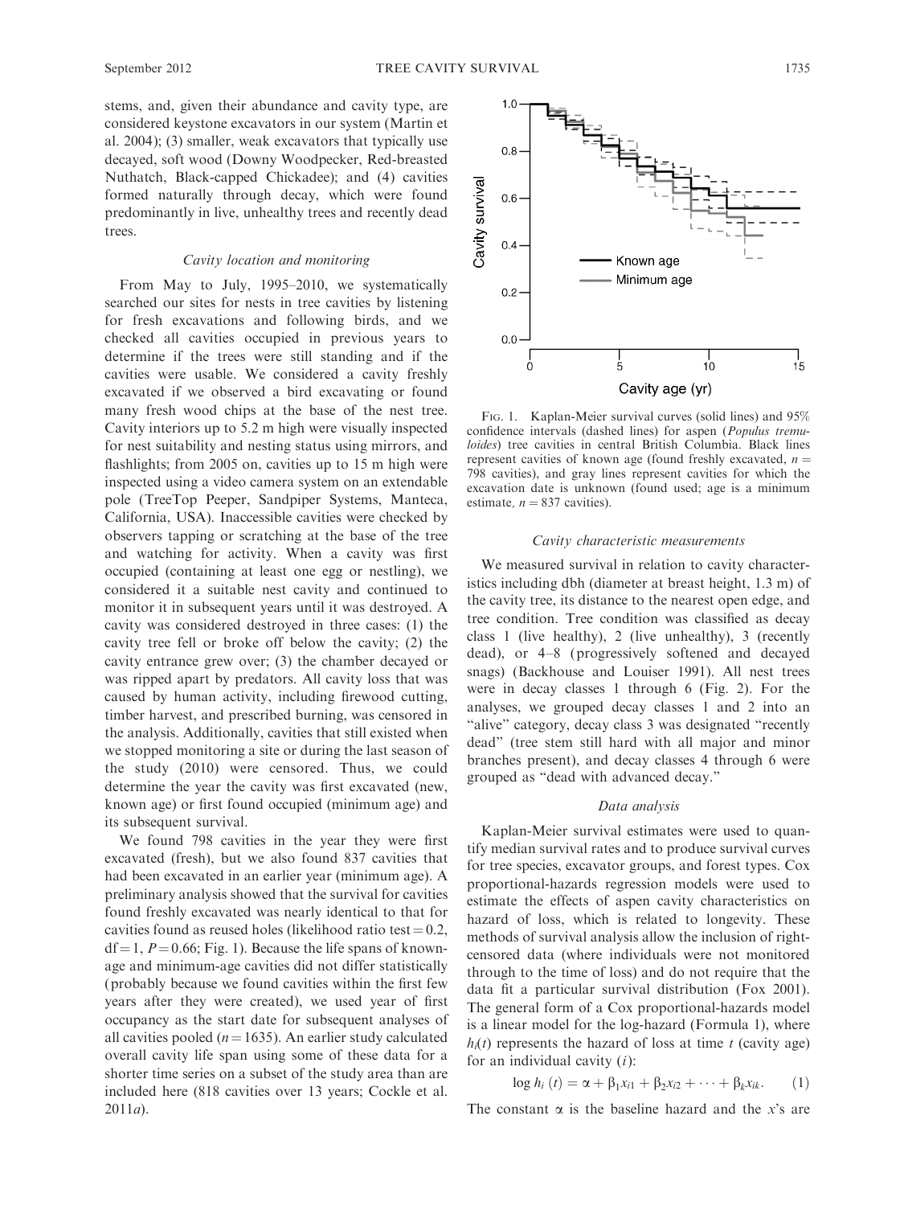stems, and, given their abundance and cavity type, are considered keystone excavators in our system (Martin et al. 2004); (3) smaller, weak excavators that typically use decayed, soft wood (Downy Woodpecker, Red-breasted Nuthatch, Black-capped Chickadee); and (4) cavities formed naturally through decay, which were found predominantly in live, unhealthy trees and recently dead trees.

### *Cavity location and monitoring*

From May to July, 1995–2010, we systematically searched our sites for nests in tree cavities by listening for fresh excavations and following birds, and we checked all cavities occupied in previous years to determine if the trees were still standing and if the cavities were usable. We considered a cavity freshly excavated if we observed a bird excavating or found many fresh wood chips at the base of the nest tree. Cavity interiors up to 5.2 m high were visually inspected for nest suitability and nesting status using mirrors, and flashlights; from 2005 on, cavities up to 15 m high were inspected using a video camera system on an extendable pole (TreeTop Peeper, Sandpiper Systems, Manteca, California, USA). Inaccessible cavities were checked by observers tapping or scratching at the base of the tree and watching for activity. When a cavity was first occupied (containing at least one egg or nestling), we considered it a suitable nest cavity and continued to monitor it in subsequent years until it was destroyed. A cavity was considered destroyed in three cases: (1) the cavity tree fell or broke off below the cavity; (2) the cavity entrance grew over; (3) the chamber decayed or was ripped apart by predators. All cavity loss that was caused by human activity, including firewood cutting, timber harvest, and prescribed burning, was censored in the analysis. Additionally, cavities that still existed when we stopped monitoring a site or during the last season of the study (2010) were censored. Thus, we could determine the year the cavity was first excavated (new, known age) or first found occupied (minimum age) and its subsequent survival.

We found 798 cavities in the year they were first excavated (fresh), but we also found 837 cavities that had been excavated in an earlier year (minimum age). A preliminary analysis showed that the survival for cavities found freshly excavated was nearly identical to that for cavities found as reused holes (likelihood ratio test = 0.2, df = 1, $P = 0.66$; Fig. 1). Because the life spans of known-age and minimum-age cavities did not differ statistically (probably because we found cavities within the first few years after they were created), we used year of first occupancy as the start date for subsequent analyses of all cavities pooled ($n = 1635$). An earlier study calculated overall cavity life span using some of these data for a shorter time series on a subset of the study area than are included here (818 cavities over 13 years; Cockle et al. 2011*a*).

Fig. 1. Kaplan-Meier survival curves (solid lines) and 95% confidence intervals (dashed lines) for aspen (*Populus tremuloides*) tree cavities in central British Columbia. Black lines represent cavities of known age (found freshly excavated, $n = 798$ cavities), and gray lines represent cavities for which the excavation date is unknown (found used; age is a minimum estimate, $n = 837$ cavities).

### *Cavity characteristic measurements*

We measured survival in relation to cavity characteristics including dbh (diameter at breast height, 1.3 m) of the cavity tree, its distance to the nearest open edge, and tree condition. Tree condition was classified as decay class 1 (live healthy), 2 (live unhealthy), 3 (recently dead), or 4–8 (progressively softened and decayed snags) (Backhouse and Louiser 1991). All nest trees were in decay classes 1 through 6 (Fig. 2). For the analyses, we grouped decay classes 1 and 2 into an "alive" category, decay class 3 was designated "recently dead" (tree stem still hard with all major and minor branches present), and decay classes 4 through 6 were grouped as "dead with advanced decay."

### *Data analysis*

Kaplan-Meier survival estimates were used to quantify median survival rates and to produce survival curves for tree species, excavator groups, and forest types. Cox proportional-hazards regression models were used to estimate the effects of aspen cavity characteristics on hazard of loss, which is related to longevity. These methods of survival analysis allow the inclusion of right-censored data (where individuals were not monitored through to the time of loss) and do not require that the data fit a particular survival distribution (Fox 2001). The general form of a Cox proportional-hazards model is a linear model for the log-hazard (Formula 1), where $h_i(t)$ represents the hazard of loss at time $t$ (cavity age) for an individual cavity ($i$):

$$\log h_i\,(t) = \alpha + \beta_1 x_{i1} + \beta_2 x_{i2} + \cdots + \beta_k x_{ik}. \qquad (1)$$

The constant $\alpha$ is the baseline hazard and the $x$'s are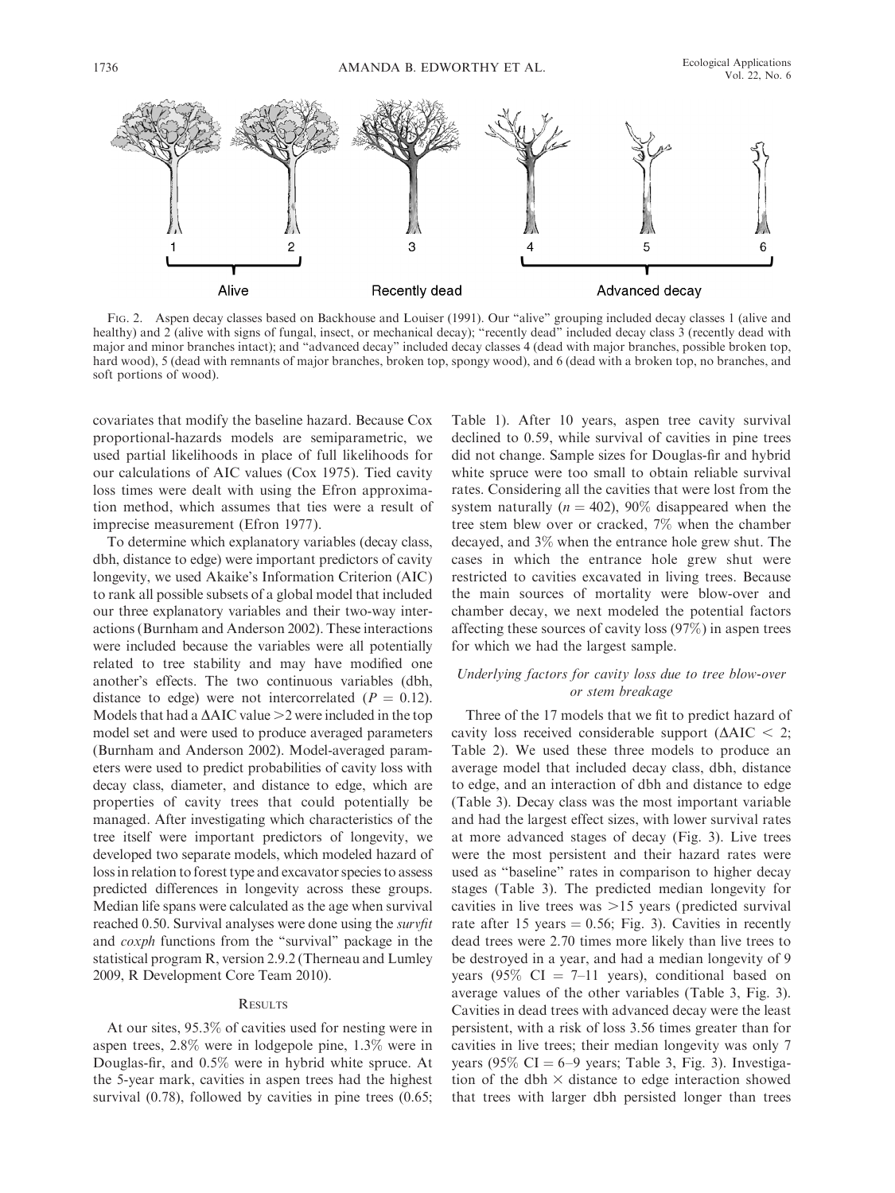FIG. 2. Aspen decay classes based on Backhouse and Louiser (1991). Our "alive" grouping included decay classes 1 (alive and healthy) and 2 (alive with signs of fungal, insect, or mechanical decay); "recently dead" included decay class 3 (recently dead with major and minor branches intact); and "advanced decay" included decay classes 4 (dead with major branches, possible broken top, hard wood), 5 (dead with remnants of major branches, broken top, spongy wood), and 6 (dead with a broken top, no branches, and soft portions of wood).

covariates that modify the baseline hazard. Because Cox proportional-hazards models are semiparametric, we used partial likelihoods in place of full likelihoods for our calculations of AIC values (Cox 1975). Tied cavity loss times were dealt with using the Efron approximation method, which assumes that ties were a result of imprecise measurement (Efron 1977).

To determine which explanatory variables (decay class, dbh, distance to edge) were important predictors of cavity longevity, we used Akaike's Information Criterion (AIC) to rank all possible subsets of a global model that included our three explanatory variables and their two-way interactions (Burnham and Anderson 2002). These interactions were included because the variables were all potentially related to tree stability and may have modified one another's effects. The two continuous variables (dbh, distance to edge) were not intercorrelated ($P = 0.12$). Models that had a $\Delta$AIC value $>2$ were included in the top model set and were used to produce averaged parameters (Burnham and Anderson 2002). Model-averaged parameters were used to predict probabilities of cavity loss with decay class, diameter, and distance to edge, which are properties of cavity trees that could potentially be managed. After investigating which characteristics of the tree itself were important predictors of longevity, we developed two separate models, which modeled hazard of loss in relation to forest type and excavator species to assess predicted differences in longevity across these groups. Median life spans were calculated as the age when survival reached 0.50. Survival analyses were done using the *survfit* and *coxph* functions from the "survival" package in the statistical program R, version 2.9.2 (Therneau and Lumley 2009, R Development Core Team 2010).

## RESULTS

At our sites, 95.3% of cavities used for nesting were in aspen trees, 2.8% were in lodgepole pine, 1.3% were in Douglas-fir, and 0.5% were in hybrid white spruce. At the 5-year mark, cavities in aspen trees had the highest survival (0.78), followed by cavities in pine trees (0.65; Table 1). After 10 years, aspen tree cavity survival declined to 0.59, while survival of cavities in pine trees did not change. Sample sizes for Douglas-fir and hybrid white spruce were too small to obtain reliable survival rates. Considering all the cavities that were lost from the system naturally ($n = 402$), 90% disappeared when the tree stem blew over or cracked, 7% when the chamber decayed, and 3% when the entrance hole grew shut. The cases in which the entrance hole grew shut were restricted to cavities excavated in living trees. Because the main sources of mortality were blow-over and chamber decay, we next modeled the potential factors affecting these sources of cavity loss (97%) in aspen trees for which we had the largest sample.

### *Underlying factors for cavity loss due to tree blow-over or stem breakage*

Three of the 17 models that we fit to predict hazard of cavity loss received considerable support ($\Delta$AIC $< 2$; Table 2). We used these three models to produce an average model that included decay class, dbh, distance to edge, and an interaction of dbh and distance to edge (Table 3). Decay class was the most important variable and had the largest effect sizes, with lower survival rates at more advanced stages of decay (Fig. 3). Live trees were the most persistent and their hazard rates were used as "baseline" rates in comparison to higher decay stages (Table 3). The predicted median longevity for cavities in live trees was $>15$ years (predicted survival rate after 15 years = 0.56; Fig. 3). Cavities in recently dead trees were 2.70 times more likely than live trees to be destroyed in a year, and had a median longevity of 9 years (95% CI = 7–11 years), conditional based on average values of the other variables (Table 3, Fig. 3). Cavities in dead trees with advanced decay were the least persistent, with a risk of loss 3.56 times greater than for cavities in live trees; their median longevity was only 7 years (95% CI = 6–9 years; Table 3, Fig. 3). Investigation of the dbh $\times$ distance to edge interaction showed that trees with larger dbh persisted longer than trees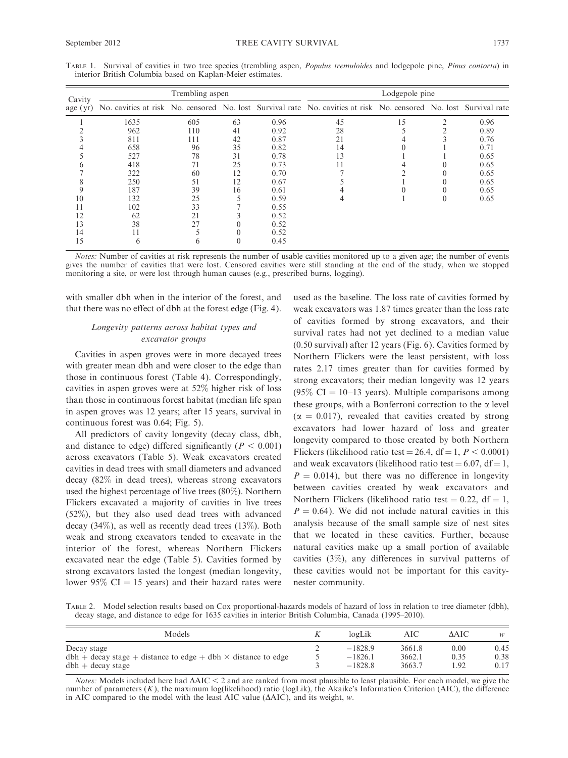TABLE 1. Survival of cavities in two tree species (trembling aspen, *Populus tremuloides* and lodgepole pine, *Pinus contorta*) in interior British Columbia based on Kaplan-Meier estimates.

| Cavity age (yr) | Trembling aspen | | | | Lodgepole pine | | | |
|---|---|---|---|---|---|---|---|---|
| | No. cavities at risk | No. censored | No. lost | Survival rate | No. cavities at risk | No. censored | No. lost | Survival rate |
| 1 | 1635 | 605 | 63 | 0.96 | 45 | 15 | 2 | 0.96 |
| 2 | 962 | 110 | 41 | 0.92 | 28 | 5 | 2 | 0.89 |
| 3 | 811 | 111 | 42 | 0.87 | 21 | 4 | 3 | 0.76 |
| 4 | 658 | 96 | 35 | 0.82 | 14 | 0 | 1 | 0.71 |
| 5 | 527 | 78 | 31 | 0.78 | 13 | 1 | 1 | 0.65 |
| 6 | 418 | 71 | 25 | 0.73 | 11 | 4 | 0 | 0.65 |
| 7 | 322 | 60 | 12 | 0.70 | 7 | 2 | 0 | 0.65 |
| 8 | 250 | 51 | 12 | 0.67 | 5 | 1 | 0 | 0.65 |
| 9 | 187 | 39 | 16 | 0.61 | 4 | 0 | 0 | 0.65 |
| 10 | 132 | 25 | 5 | 0.59 | 4 | 1 | 0 | 0.65 |
| 11 | 102 | 33 | 7 | 0.55 | | | | |
| 12 | 62 | 21 | 3 | 0.52 | | | | |
| 13 | 38 | 27 | 0 | 0.52 | | | | |
| 14 | 11 | 5 | 0 | 0.52 | | | | |
| 15 | 6 | 6 | 0 | 0.45 | | | | |

*Notes:* Number of cavities at risk represents the number of usable cavities monitored up to a given age; the number of events gives the number of cavities that were lost. Censored cavities were still standing at the end of the study, when we stopped monitoring a site, or were lost through human causes (e.g., prescribed burns, logging).

with smaller dbh when in the interior of the forest, and that there was no effect of dbh at the forest edge (Fig. 4).

### *Longevity patterns across habitat types and excavator groups*

Cavities in aspen groves were in more decayed trees with greater mean dbh and were closer to the edge than those in continuous forest (Table 4). Correspondingly, cavities in aspen groves were at 52% higher risk of loss than those in continuous forest habitat (median life span in aspen groves was 12 years; after 15 years, survival in continuous forest was 0.64; Fig. 5).

All predictors of cavity longevity (decay class, dbh, and distance to edge) differed significantly ($P < 0.001$) across excavators (Table 5). Weak excavators created cavities in dead trees with small diameters and advanced decay (82% in dead trees), whereas strong excavators used the highest percentage of live trees (80%). Northern Flickers excavated a majority of cavities in live trees (52%), but they also used dead trees with advanced decay (34%), as well as recently dead trees (13%). Both weak and strong excavators tended to excavate in the interior of the forest, whereas Northern Flickers excavated near the edge (Table 5). Cavities formed by strong excavators lasted the longest (median longevity, lower 95% CI = 15 years) and their hazard rates were used as the baseline. The loss rate of cavities formed by weak excavators was 1.87 times greater than the loss rate of cavities formed by strong excavators, and their survival rates had not yet declined to a median value (0.50 survival) after 12 years (Fig. 6). Cavities formed by Northern Flickers were the least persistent, with loss rates 2.17 times greater than for cavities formed by strong excavators; their median longevity was 12 years (95% CI = 10–13 years). Multiple comparisons among these groups, with a Bonferroni correction to the $\alpha$ level ($\alpha = 0.017$), revealed that cavities created by strong excavators had lower hazard of loss and greater longevity compared to those created by both Northern Flickers (likelihood ratio test = 26.4, df = 1, $P < 0.0001$) and weak excavators (likelihood ratio test = 6.07, df = 1, $P = 0.014$), but there was no difference in longevity between cavities created by weak excavators and Northern Flickers (likelihood ratio test = 0.22, df = 1, $P = 0.64$). We did not include natural cavities in this analysis because of the small sample size of nest sites that we located in these cavities. Further, because natural cavities make up a small portion of available cavities (3%), any differences in survival patterns of these cavities would not be important for this cavity-nester community.

TABLE 2. Model selection results based on Cox proportional-hazards models of hazard of loss in relation to tree diameter (dbh), decay stage, and distance to edge for 1635 cavities in interior British Columbia, Canada (1995–2010).

| Models | $K$ | logLik | AIC | ΔAIC | $w$ |
|---|---|---|---|---|---|
| Decay stage | 2 | −1828.9 | 3661.8 | 0.00 | 0.45 |
| dbh + decay stage + distance to edge + dbh × distance to edge | 5 | −1826.1 | 3662.1 | 0.35 | 0.38 |
| dbh + decay stage | 3 | −1828.8 | 3663.7 | 1.92 | 0.17 |

*Notes:* Models included here had ΔAIC < 2 and are ranked from most plausible to least plausible. For each model, we give the number of parameters ($K$), the maximum log(likelihood) ratio (logLik), the Akaike's Information Criterion (AIC), the difference in AIC compared to the model with the least AIC value (ΔAIC), and its weight, $w$.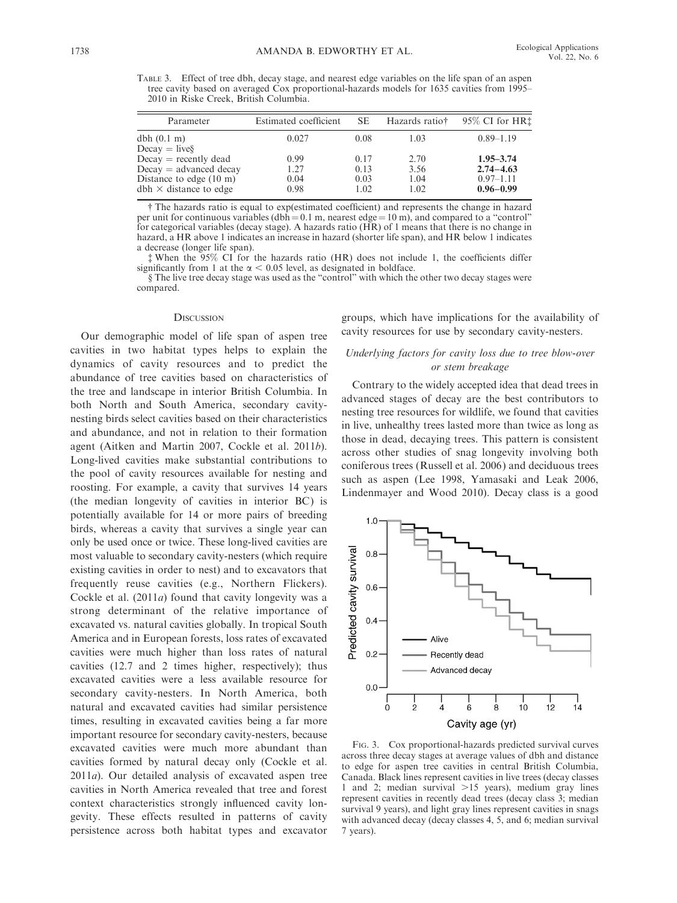TABLE 3. Effect of tree dbh, decay stage, and nearest edge variables on the life span of an aspen tree cavity based on averaged Cox proportional-hazards models for 1635 cavities from 1995–2010 in Riske Creek, British Columbia.

| Parameter | Estimated coefficient | SE | Hazards ratio† | 95% CI for HR‡ |
|---|---|---|---|---|
| dbh (0.1 m) | 0.027 | 0.08 | 1.03 | 0.89–1.19 |
| Decay = live§ | | | | |
| Decay = recently dead | 0.99 | 0.17 | 2.70 | **1.95–3.74** |
| Decay = advanced decay | 1.27 | 0.13 | 3.56 | **2.74–4.63** |
| Distance to edge (10 m) | 0.04 | 0.03 | 1.04 | 0.97–1.11 |
| dbh × distance to edge | 0.98 | 1.02 | 1.02 | **0.96–0.99** |

† The hazards ratio is equal to exp(estimated coefficient) and represents the change in hazard per unit for continuous variables (dbh = 0.1 m, nearest edge = 10 m), and compared to a "control" for categorical variables (decay stage). A hazards ratio (HR) of 1 means that there is no change in hazard, a HR above 1 indicates an increase in hazard (shorter life span), and HR below 1 indicates a decrease (longer life span).

‡ When the 95% CI for the hazards ratio (HR) does not include 1, the coefficients differ significantly from 1 at the $\alpha < 0.05$ level, as designated in boldface.

§ The live tree decay stage was used as the "control" with which the other two decay stages were compared.

## DISCUSSION

Our demographic model of life span of aspen tree cavities in two habitat types helps to explain the dynamics of cavity resources and to predict the abundance of tree cavities based on characteristics of the tree and landscape in interior British Columbia. In both North and South America, secondary cavity-nesting birds select cavities based on their characteristics and abundance, and not in relation to their formation agent (Aitken and Martin 2007, Cockle et al. 2011*b*). Long-lived cavities make substantial contributions to the pool of cavity resources available for nesting and roosting. For example, a cavity that survives 14 years (the median longevity of cavities in interior BC) is potentially available for 14 or more pairs of breeding birds, whereas a cavity that survives a single year can only be used once or twice. These long-lived cavities are most valuable to secondary cavity-nesters (which require existing cavities in order to nest) and to excavators that frequently reuse cavities (e.g., Northern Flickers). Cockle et al. (2011*a*) found that cavity longevity was a strong determinant of the relative importance of excavated vs. natural cavities globally. In tropical South America and in European forests, loss rates of excavated cavities were much higher than loss rates of natural cavities (12.7 and 2 times higher, respectively); thus excavated cavities were a less available resource for secondary cavity-nesters. In North America, both natural and excavated cavities had similar persistence times, resulting in excavated cavities being a far more important resource for secondary cavity-nesters, because excavated cavities were much more abundant than cavities formed by natural decay only (Cockle et al. 2011*a*). Our detailed analysis of excavated aspen tree cavities in North America revealed that tree and forest context characteristics strongly influenced cavity longevity. These effects resulted in patterns of cavity persistence across both habitat types and excavator groups, which have implications for the availability of cavity resources for use by secondary cavity-nesters.

### *Underlying factors for cavity loss due to tree blow-over or stem breakage*

Contrary to the widely accepted idea that dead trees in advanced stages of decay are the best contributors to nesting tree resources for wildlife, we found that cavities in live, unhealthy trees lasted more than twice as long as those in dead, decaying trees. This pattern is consistent across other studies of snag longevity involving both coniferous trees (Russell et al. 2006) and deciduous trees such as aspen (Lee 1998, Yamasaki and Leak 2006, Lindenmayer and Wood 2010). Decay class is a good

FIG. 3. Cox proportional-hazards predicted survival curves across three decay stages at average values of dbh and distance to edge for aspen tree cavities in central British Columbia, Canada. Black lines represent cavities in live trees (decay classes 1 and 2; median survival >15 years), medium gray lines represent cavities in recently dead trees (decay class 3; median survival 9 years), and light gray lines represent cavities in snags with advanced decay (decay classes 4, 5, and 6; median survival 7 years).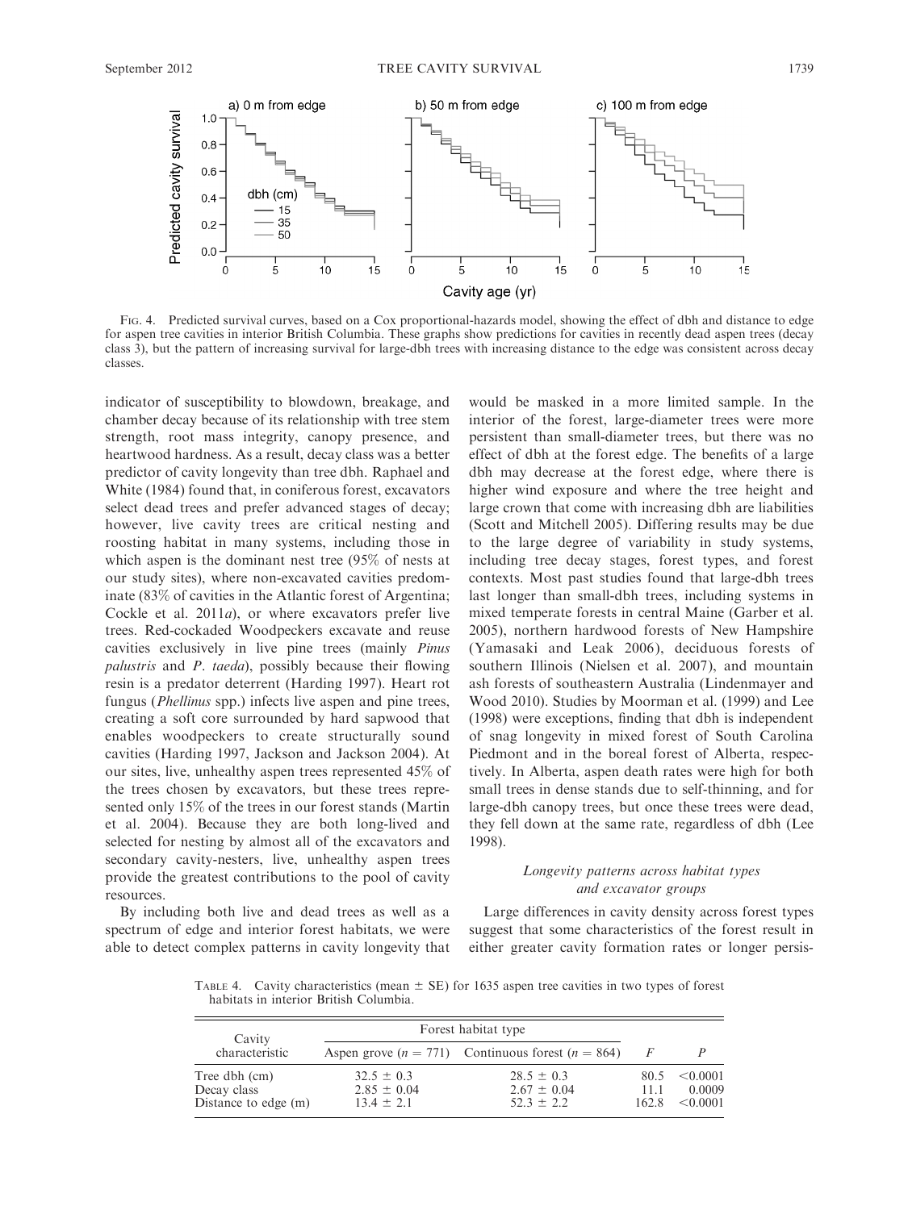FIG. 4. Predicted survival curves, based on a Cox proportional-hazards model, showing the effect of dbh and distance to edge for aspen tree cavities in interior British Columbia. These graphs show predictions for cavities in recently dead aspen trees (decay class 3), but the pattern of increasing survival for large-dbh trees with increasing distance to the edge was consistent across decay classes.

indicator of susceptibility to blowdown, breakage, and chamber decay because of its relationship with tree stem strength, root mass integrity, canopy presence, and heartwood hardness. As a result, decay class was a better predictor of cavity longevity than tree dbh. Raphael and White (1984) found that, in coniferous forest, excavators select dead trees and prefer advanced stages of decay; however, live cavity trees are critical nesting and roosting habitat in many systems, including those in which aspen is the dominant nest tree (95% of nests at our study sites), where non-excavated cavities predominate (83% of cavities in the Atlantic forest of Argentina; Cockle et al. 2011*a*), or where excavators prefer live trees. Red-cockaded Woodpeckers excavate and reuse cavities exclusively in live pine trees (mainly *Pinus palustris* and *P. taeda*), possibly because their flowing resin is a predator deterrent (Harding 1997). Heart rot fungus (*Phellinus* spp.) infects live aspen and pine trees, creating a soft core surrounded by hard sapwood that enables woodpeckers to create structurally sound cavities (Harding 1997, Jackson and Jackson 2004). At our sites, live, unhealthy aspen trees represented 45% of the trees chosen by excavators, but these trees represented only 15% of the trees in our forest stands (Martin et al. 2004). Because they are both long-lived and selected for nesting by almost all of the excavators and secondary cavity-nesters, live, unhealthy aspen trees provide the greatest contributions to the pool of cavity resources.

By including both live and dead trees as well as a spectrum of edge and interior forest habitats, we were able to detect complex patterns in cavity longevity that would be masked in a more limited sample. In the interior of the forest, large-diameter trees were more persistent than small-diameter trees, but there was no effect of dbh at the forest edge. The benefits of a large dbh may decrease at the forest edge, where there is higher wind exposure and where the tree height and large crown that come with increasing dbh are liabilities (Scott and Mitchell 2005). Differing results may be due to the large degree of variability in study systems, including tree decay stages, forest types, and forest contexts. Most past studies found that large-dbh trees last longer than small-dbh trees, including systems in mixed temperate forests in central Maine (Garber et al. 2005), northern hardwood forests of New Hampshire (Yamasaki and Leak 2006), deciduous forests of southern Illinois (Nielsen et al. 2007), and mountain ash forests of southeastern Australia (Lindenmayer and Wood 2010). Studies by Moorman et al. (1999) and Lee (1998) were exceptions, finding that dbh is independent of snag longevity in mixed forest of South Carolina Piedmont and in the boreal forest of Alberta, respectively. In Alberta, aspen death rates were high for both small trees in dense stands due to self-thinning, and for large-dbh canopy trees, but once these trees were dead, they fell down at the same rate, regardless of dbh (Lee 1998).

### *Longevity patterns across habitat types and excavator groups*

Large differences in cavity density across forest types suggest that some characteristics of the forest result in either greater cavity formation rates or longer persis-

TABLE 4. Cavity characteristics (mean ± SE) for 1635 aspen tree cavities in two types of forest habitats in interior British Columbia.

| Cavity characteristic | Forest habitat type | | | |
|---|---|---|---|---|
| | Aspen grove ($n$ = 771) | Continuous forest ($n$ = 864) | $F$ | $P$ |
| Tree dbh (cm) | 32.5 ± 0.3 | 28.5 ± 0.3 | 80.5 | <0.0001 |
| Decay class | 2.85 ± 0.04 | 2.67 ± 0.04 | 11.1 | 0.0009 |
| Distance to edge (m) | 13.4 ± 2.1 | 52.3 ± 2.2 | 162.8 | <0.0001 |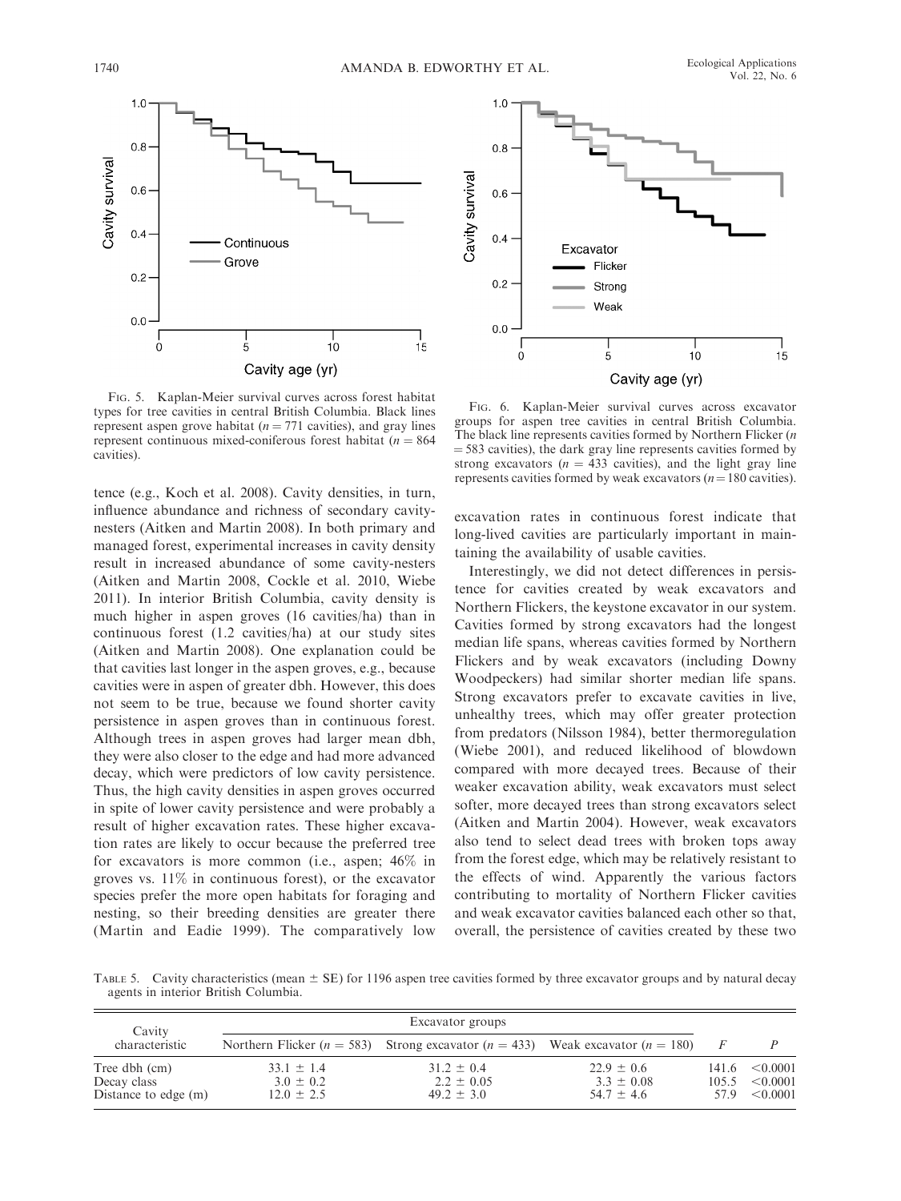FIG. 5. Kaplan-Meier survival curves across forest habitat types for tree cavities in central British Columbia. Black lines represent aspen grove habitat ($n = 771$ cavities), and gray lines represent continuous mixed-coniferous forest habitat ($n = 864$ cavities).

FIG. 6. Kaplan-Meier survival curves across excavator groups for aspen tree cavities in central British Columbia. The black line represents cavities formed by Northern Flicker ($n = 583$ cavities), the dark gray line represents cavities formed by strong excavators ($n = 433$ cavities), and the light gray line represents cavities formed by weak excavators ($n = 180$ cavities).

tence (e.g., Koch et al. 2008). Cavity densities, in turn, influence abundance and richness of secondary cavity-nesters (Aitken and Martin 2008). In both primary and managed forest, experimental increases in cavity density result in increased abundance of some cavity-nesters (Aitken and Martin 2008, Cockle et al. 2010, Wiebe 2011). In interior British Columbia, cavity density is much higher in aspen groves (16 cavities/ha) than in continuous forest (1.2 cavities/ha) at our study sites (Aitken and Martin 2008). One explanation could be that cavities last longer in the aspen groves, e.g., because cavities were in aspen of greater dbh. However, this does not seem to be true, because we found shorter cavity persistence in aspen groves than in continuous forest. Although trees in aspen groves had larger mean dbh, they were also closer to the edge and had more advanced decay, which were predictors of low cavity persistence. Thus, the high cavity densities in aspen groves occurred in spite of lower cavity persistence and were probably a result of higher excavation rates. These higher excavation rates are likely to occur because the preferred tree for excavators is more common (i.e., aspen; 46% in groves vs. 11% in continuous forest), or the excavator species prefer the more open habitats for foraging and nesting, so their breeding densities are greater there (Martin and Eadie 1999). The comparatively low excavation rates in continuous forest indicate that long-lived cavities are particularly important in maintaining the availability of usable cavities.

Interestingly, we did not detect differences in persistence for cavities created by weak excavators and Northern Flickers, the keystone excavator in our system. Cavities formed by strong excavators had the longest median life spans, whereas cavities formed by Northern Flickers and by weak excavators (including Downy Woodpeckers) had similar shorter median life spans. Strong excavators prefer to excavate cavities in live, unhealthy trees, which may offer greater protection from predators (Nilsson 1984), better thermoregulation (Wiebe 2001), and reduced likelihood of blowdown compared with more decayed trees. Because of their weaker excavation ability, weak excavators must select softer, more decayed trees than strong excavators select (Aitken and Martin 2004). However, weak excavators also tend to select dead trees with broken tops away from the forest edge, which may be relatively resistant to the effects of wind. Apparently the various factors contributing to mortality of Northern Flicker cavities and weak excavator cavities balanced each other so that, overall, the persistence of cavities created by these two

TABLE 5. Cavity characteristics (mean ± SE) for 1196 aspen tree cavities formed by three excavator groups and by natural decay agents in interior British Columbia.

| Cavity characteristic | Excavator groups | | | | |
|---|---|---|---|---|---|
| | Northern Flicker ($n = 583$) | Strong excavator ($n = 433$) | Weak excavator ($n = 180$) | $F$ | $P$ |
| Tree dbh (cm) | 33.1 ± 1.4 | 31.2 ± 0.4 | 22.9 ± 0.6 | 141.6 | <0.0001 |
| Decay class | 3.0 ± 0.2 | 2.2 ± 0.05 | 3.3 ± 0.08 | 105.5 | <0.0001 |
| Distance to edge (m) | 12.0 ± 2.5 | 49.2 ± 3.0 | 54.7 ± 4.6 | 57.9 | <0.0001 |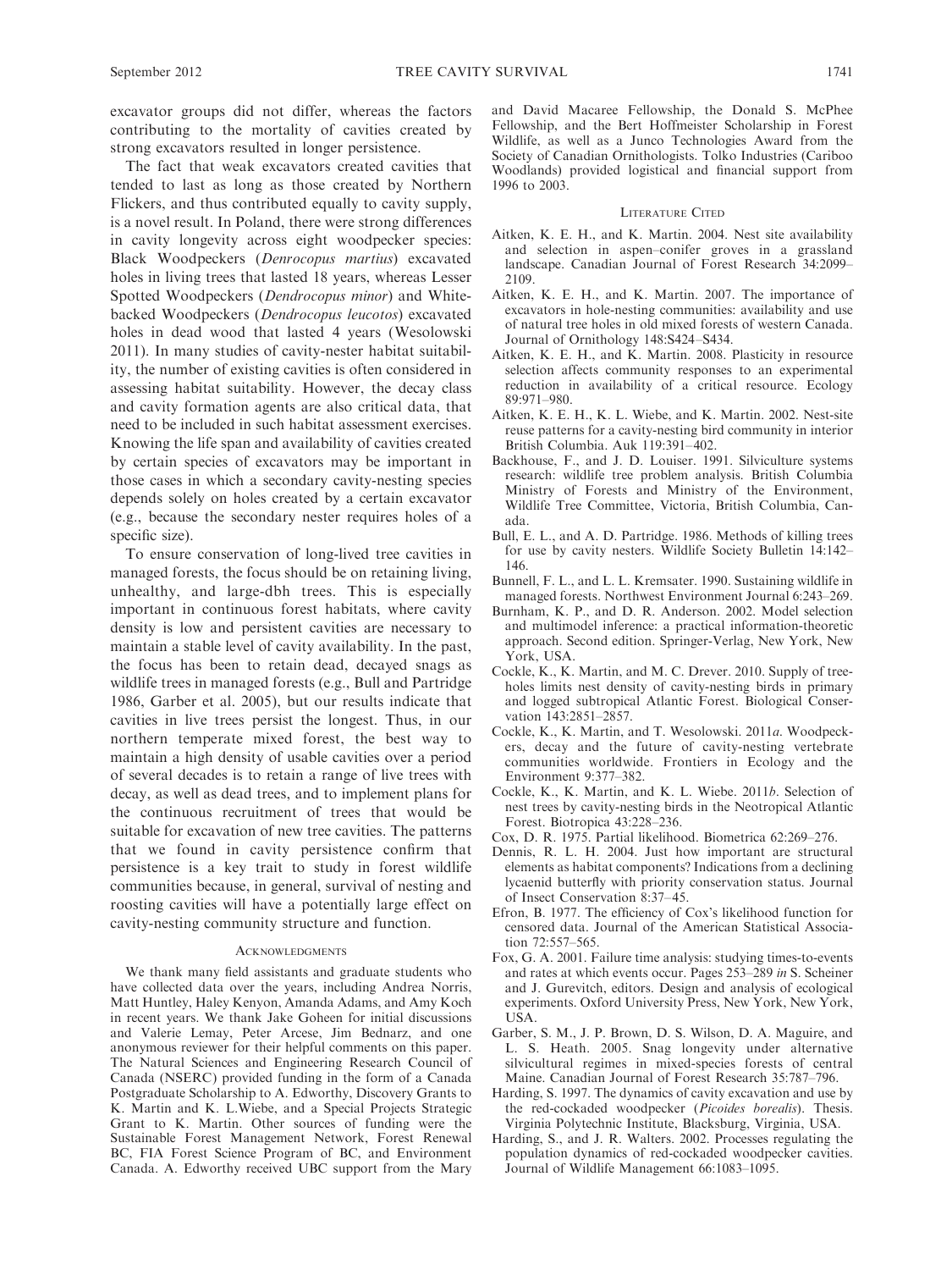excavator groups did not differ, whereas the factors contributing to the mortality of cavities created by strong excavators resulted in longer persistence.

The fact that weak excavators created cavities that tended to last as long as those created by Northern Flickers, and thus contributed equally to cavity supply, is a novel result. In Poland, there were strong differences in cavity longevity across eight woodpecker species: Black Woodpeckers (*Denrocopus martius*) excavated holes in living trees that lasted 18 years, whereas Lesser Spotted Woodpeckers (*Dendrocopus minor*) and White-backed Woodpeckers (*Dendrocopus leucotos*) excavated holes in dead wood that lasted 4 years (Wesolowski 2011). In many studies of cavity-nester habitat suitability, the number of existing cavities is often considered in assessing habitat suitability. However, the decay class and cavity formation agents are also critical data, that need to be included in such habitat assessment exercises. Knowing the life span and availability of cavities created by certain species of excavators may be important in those cases in which a secondary cavity-nesting species depends solely on holes created by a certain excavator (e.g., because the secondary nester requires holes of a specific size).

To ensure conservation of long-lived tree cavities in managed forests, the focus should be on retaining living, unhealthy, and large-dbh trees. This is especially important in continuous forest habitats, where cavity density is low and persistent cavities are necessary to maintain a stable level of cavity availability. In the past, the focus has been to retain dead, decayed snags as wildlife trees in managed forests (e.g., Bull and Partridge 1986, Garber et al. 2005), but our results indicate that cavities in live trees persist the longest. Thus, in our northern temperate mixed forest, the best way to maintain a high density of usable cavities over a period of several decades is to retain a range of live trees with decay, as well as dead trees, and to implement plans for the continuous recruitment of trees that would be suitable for excavation of new tree cavities. The patterns that we found in cavity persistence confirm that persistence is a key trait to study in forest wildlife communities because, in general, survival of nesting and roosting cavities will have a potentially large effect on cavity-nesting community structure and function.

## Acknowledgments

We thank many field assistants and graduate students who have collected data over the years, including Andrea Norris, Matt Huntley, Haley Kenyon, Amanda Adams, and Amy Koch in recent years. We thank Jake Goheen for initial discussions and Valerie Lemay, Peter Arcese, Jim Bednarz, and one anonymous reviewer for their helpful comments on this paper. The Natural Sciences and Engineering Research Council of Canada (NSERC) provided funding in the form of a Canada Postgraduate Scholarship to A. Edworthy, Discovery Grants to K. Martin and K. L.Wiebe, and a Special Projects Strategic Grant to K. Martin. Other sources of funding were the Sustainable Forest Management Network, Forest Renewal BC, FIA Forest Science Program of BC, and Environment Canada. A. Edworthy received UBC support from the Mary and David Macaree Fellowship, the Donald S. McPhee Fellowship, and the Bert Hoffmeister Scholarship in Forest Wildlife, as well as a Junco Technologies Award from the Society of Canadian Ornithologists. Tolko Industries (Cariboo Woodlands) provided logistical and financial support from 1996 to 2003.

## Literature Cited

Aitken, K. E. H., and K. Martin. 2004. Nest site availability and selection in aspen–conifer groves in a grassland landscape. Canadian Journal of Forest Research 34:2099–2109.

Aitken, K. E. H., and K. Martin. 2007. The importance of excavators in hole-nesting communities: availability and use of natural tree holes in old mixed forests of western Canada. Journal of Ornithology 148:S424–S434.

Aitken, K. E. H., and K. Martin. 2008. Plasticity in resource selection affects community responses to an experimental reduction in availability of a critical resource. Ecology 89:971–980.

Aitken, K. E. H., K. L. Wiebe, and K. Martin. 2002. Nest-site reuse patterns for a cavity-nesting bird community in interior British Columbia. Auk 119:391–402.

Backhouse, F., and J. D. Louiser. 1991. Silviculture systems research: wildlife tree problem analysis. British Columbia Ministry of Forests and Ministry of the Environment, Wildlife Tree Committee, Victoria, British Columbia, Canada.

Bull, E. L., and A. D. Partridge. 1986. Methods of killing trees for use by cavity nesters. Wildlife Society Bulletin 14:142–146.

Bunnell, F. L., and L. L. Kremsater. 1990. Sustaining wildlife in managed forests. Northwest Environment Journal 6:243–269.

Burnham, K. P., and D. R. Anderson. 2002. Model selection and multimodel inference: a practical information-theoretic approach. Second edition. Springer-Verlag, New York, New York, USA.

Cockle, K., K. Martin, and M. C. Drever. 2010. Supply of tree-holes limits nest density of cavity-nesting birds in primary and logged subtropical Atlantic Forest. Biological Conservation 143:2851–2857.

Cockle, K., K. Martin, and T. Wesolowski. 2011*a*. Woodpeckers, decay and the future of cavity-nesting vertebrate communities worldwide. Frontiers in Ecology and the Environment 9:377–382.

Cockle, K., K. Martin, and K. L. Wiebe. 2011*b*. Selection of nest trees by cavity-nesting birds in the Neotropical Atlantic Forest. Biotropica 43:228–236.

Cox, D. R. 1975. Partial likelihood. Biometrica 62:269–276.

Dennis, R. L. H. 2004. Just how important are structural elements as habitat components? Indications from a declining lycaenid butterfly with priority conservation status. Journal of Insect Conservation 8:37–45.

Efron, B. 1977. The efficiency of Cox's likelihood function for censored data. Journal of the American Statistical Association 72:557–565.

Fox, G. A. 2001. Failure time analysis: studying times-to-events and rates at which events occur. Pages 253–289 *in* S. Scheiner and J. Gurevitch, editors. Design and analysis of ecological experiments. Oxford University Press, New York, New York, USA.

Garber, S. M., J. P. Brown, D. S. Wilson, D. A. Maguire, and L. S. Heath. 2005. Snag longevity under alternative silvicultural regimes in mixed-species forests of central Maine. Canadian Journal of Forest Research 35:787–796.

Harding, S. 1997. The dynamics of cavity excavation and use by the red-cockaded woodpecker (*Picoides borealis*). Thesis. Virginia Polytechnic Institute, Blacksburg, Virginia, USA.

Harding, S., and J. R. Walters. 2002. Processes regulating the population dynamics of red-cockaded woodpecker cavities. Journal of Wildlife Management 66:1083–1095.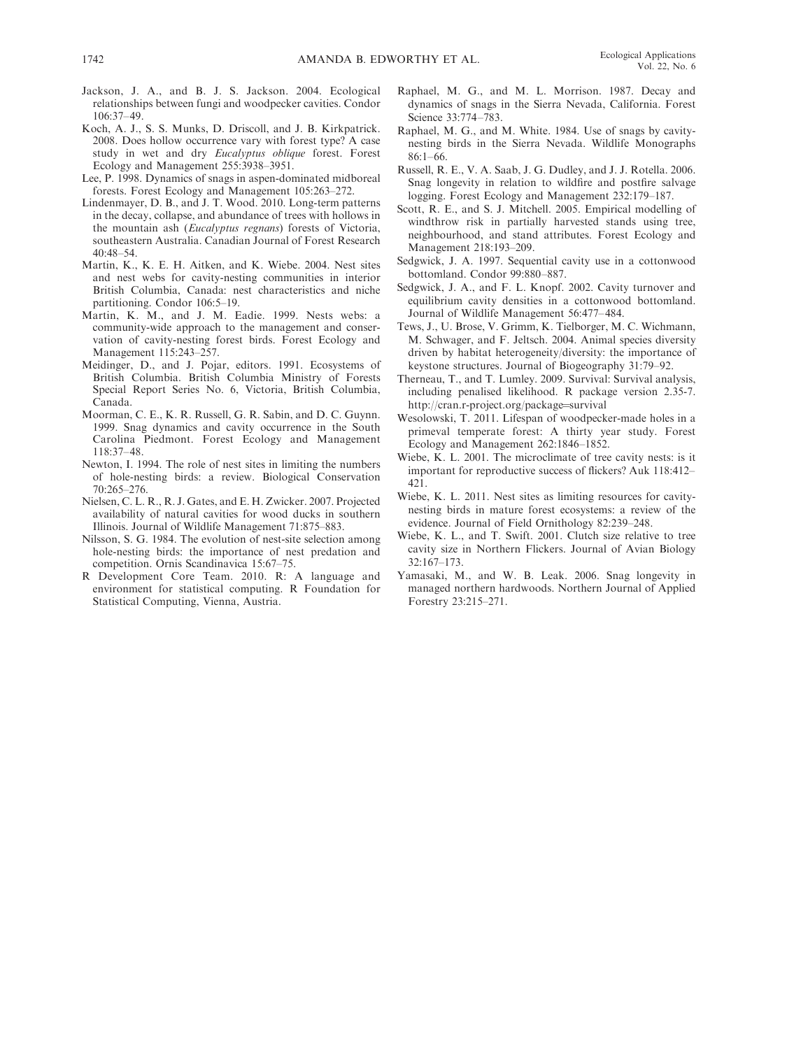Jackson, J. A., and B. J. S. Jackson. 2004. Ecological relationships between fungi and woodpecker cavities. Condor 106:37–49.

Koch, A. J., S. S. Munks, D. Driscoll, and J. B. Kirkpatrick. 2008. Does hollow occurrence vary with forest type? A case study in wet and dry *Eucalyptus oblique* forest. Forest Ecology and Management 255:3938–3951.

Lee, P. 1998. Dynamics of snags in aspen-dominated midboreal forests. Forest Ecology and Management 105:263–272.

Lindenmayer, D. B., and J. T. Wood. 2010. Long-term patterns in the decay, collapse, and abundance of trees with hollows in the mountain ash (*Eucalyptus regnans*) forests of Victoria, southeastern Australia. Canadian Journal of Forest Research 40:48–54.

Martin, K., K. E. H. Aitken, and K. Wiebe. 2004. Nest sites and nest webs for cavity-nesting communities in interior British Columbia, Canada: nest characteristics and niche partitioning. Condor 106:5–19.

Martin, K. M., and J. M. Eadie. 1999. Nests webs: a community-wide approach to the management and conservation of cavity-nesting forest birds. Forest Ecology and Management 115:243–257.

Meidinger, D., and J. Pojar, editors. 1991. Ecosystems of British Columbia. British Columbia Ministry of Forests Special Report Series No. 6, Victoria, British Columbia, Canada.

Moorman, C. E., K. R. Russell, G. R. Sabin, and D. C. Guynn. 1999. Snag dynamics and cavity occurrence in the South Carolina Piedmont. Forest Ecology and Management 118:37–48.

Newton, I. 1994. The role of nest sites in limiting the numbers of hole-nesting birds: a review. Biological Conservation 70:265–276.

Nielsen, C. L. R., R. J. Gates, and E. H. Zwicker. 2007. Projected availability of natural cavities for wood ducks in southern Illinois. Journal of Wildlife Management 71:875–883.

Nilsson, S. G. 1984. The evolution of nest-site selection among hole-nesting birds: the importance of nest predation and competition. Ornis Scandinavica 15:67–75.

R Development Core Team. 2010. R: A language and environment for statistical computing. R Foundation for Statistical Computing, Vienna, Austria.

Raphael, M. G., and M. L. Morrison. 1987. Decay and dynamics of snags in the Sierra Nevada, California. Forest Science 33:774–783.

Raphael, M. G., and M. White. 1984. Use of snags by cavity-nesting birds in the Sierra Nevada. Wildlife Monographs 86:1–66.

Russell, R. E., V. A. Saab, J. G. Dudley, and J. J. Rotella. 2006. Snag longevity in relation to wildfire and postfire salvage logging. Forest Ecology and Management 232:179–187.

Scott, R. E., and S. J. Mitchell. 2005. Empirical modelling of windthrow risk in partially harvested stands using tree, neighbourhood, and stand attributes. Forest Ecology and Management 218:193–209.

Sedgwick, J. A. 1997. Sequential cavity use in a cottonwood bottomland. Condor 99:880–887.

Sedgwick, J. A., and F. L. Knopf. 2002. Cavity turnover and equilibrium cavity densities in a cottonwood bottomland. Journal of Wildlife Management 56:477–484.

Tews, J., U. Brose, V. Grimm, K. Tielborger, M. C. Wichmann, M. Schwager, and F. Jeltsch. 2004. Animal species diversity driven by habitat heterogeneity/diversity: the importance of keystone structures. Journal of Biogeography 31:79–92.

Therneau, T., and T. Lumley. 2009. Survival: Survival analysis, including penalised likelihood. R package version 2.35-7. http://cran.r-project.org/package=survival

Wesolowski, T. 2011. Lifespan of woodpecker-made holes in a primeval temperate forest: A thirty year study. Forest Ecology and Management 262:1846–1852.

Wiebe, K. L. 2001. The microclimate of tree cavity nests: is it important for reproductive success of flickers? Auk 118:412–421.

Wiebe, K. L. 2011. Nest sites as limiting resources for cavity-nesting birds in mature forest ecosystems: a review of the evidence. Journal of Field Ornithology 82:239–248.

Wiebe, K. L., and T. Swift. 2001. Clutch size relative to tree cavity size in Northern Flickers. Journal of Avian Biology 32:167–173.

Yamasaki, M., and W. B. Leak. 2006. Snag longevity in managed northern hardwoods. Northern Journal of Applied Forestry 23:215–271.